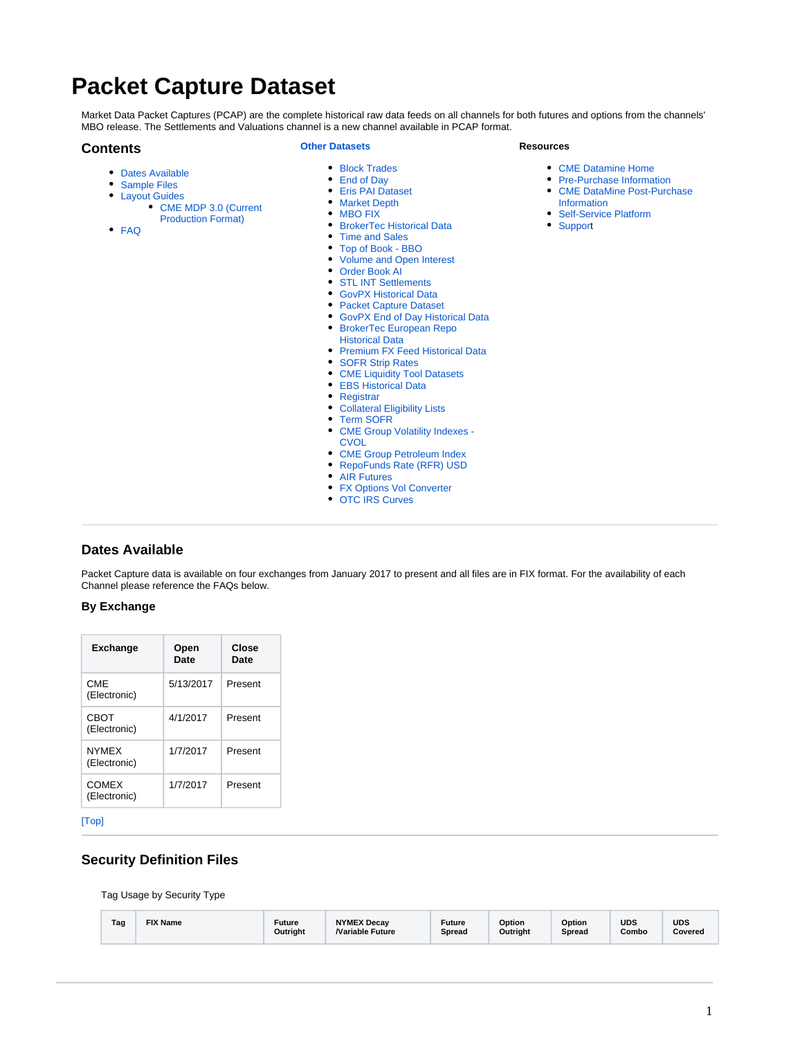# Packet Capture Dataset

Market Data Packet Captures (PCAP) are the complete historical raw data feeds on all channels for both futures and options from the channels' MBO release. The Settlements and Valuations channel is a new channel available in PCAP format.

## Contents

- Dates Available
- Sample Files
- Layout Guides
  - CME MDP 3.0 (Current Production Format)
- FAQ

**Other Datasets**

- Block Trades
- End of Day
- Eris PAI Dataset
- Market Depth
- MBO FIX
- BrokerTec Historical Data
- Time and Sales
- Top of Book - BBO
- Volume and Open Interest
- Order Book AI
- STL INT Settlements
- GovPX Historical Data
- Packet Capture Dataset
- GovPX End of Day Historical Data
- BrokerTec European Repo Historical Data
- Premium FX Feed Historical Data
- SOFR Strip Rates
- CME Liquidity Tool Datasets
- EBS Historical Data
- Registrar
- Collateral Eligibility Lists
- Term SOFR
- CME Group Volatility Indexes - CVOL
- CME Group Petroleum Index
- RepoFunds Rate (RFR) USD
- AIR Futures
- FX Options Vol Converter
- OTC IRS Curves

**Resources**

- CME Datamine Home
- Pre-Purchase Information
- CME DataMine Post-Purchase Information
- Self-Service Platform
- Support

## Dates Available

Packet Capture data is available on four exchanges from January 2017 to present and all files are in FIX format. For the availability of each Channel please reference the FAQs below.

### By Exchange

| Exchange | Open Date | Close Date |
|---|---|---|
| CME (Electronic) | 5/13/2017 | Present |
| CBOT (Electronic) | 4/1/2017 | Present |
| NYMEX (Electronic) | 1/7/2017 | Present |
| COMEX (Electronic) | 1/7/2017 | Present |

[Top]

## Security Definition Files

Tag Usage by Security Type

| Tag | FIX Name | Future Outright | NYMEX Decay /Variable Future | Future Spread | Option Outright | Option Spread | UDS Combo | UDS Covered |
|---|---|---|---|---|---|---|---|---|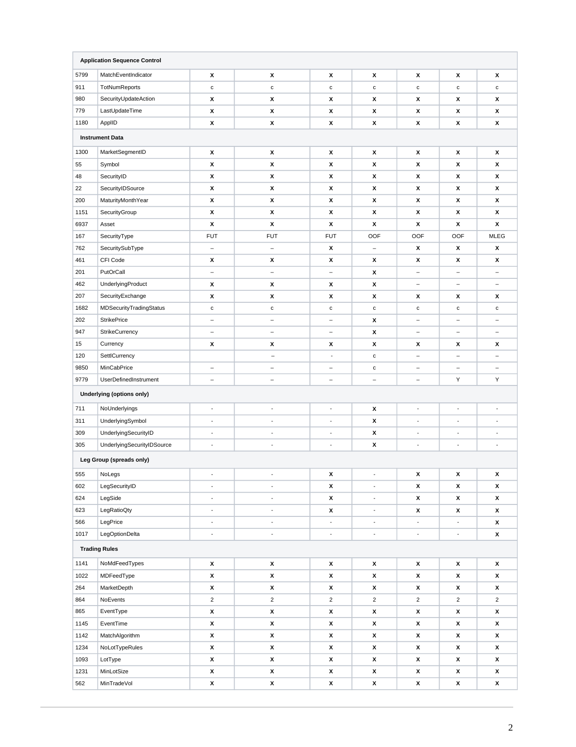| | | | | | | | | |
|---|---|---|---|---|---|---|---|---|
| **Application Sequence Control** | | | | | | | | |
| 5799 | MatchEventIndicator | x | x | x | x | x | x | x |
| 911 | TotNumReports | c | c | c | c | c | c | c |
| 980 | SecurityUpdateAction | x | x | x | x | x | x | x |
| 779 | LastUpdateTime | x | x | x | x | x | x | x |
| 1180 | ApplID | x | x | x | x | x | x | x |
| **Instrument Data** | | | | | | | | |
| 1300 | MarketSegmentID | x | x | x | x | x | x | x |
| 55 | Symbol | x | x | x | x | x | x | x |
| 48 | SecurityID | x | x | x | x | x | x | x |
| 22 | SecurityIDSource | x | x | x | x | x | x | x |
| 200 | MaturityMonthYear | x | x | x | x | x | x | x |
| 1151 | SecurityGroup | x | x | x | x | x | x | x |
| 6937 | Asset | x | x | x | x | x | x | x |
| 167 | SecurityType | FUT | FUT | FUT | OOF | OOF | OOF | MLEG |
| 762 | SecuritySubType | – | – | x | – | x | x | x |
| 461 | CFI Code | x | x | x | x | x | x | x |
| 201 | PutOrCall | – | – | – | x | – | – | – |
| 462 | UnderlyingProduct | x | x | x | x | – | – | – |
| 207 | SecurityExchange | x | x | x | x | x | x | x |
| 1682 | MDSecurityTradingStatus | c | c | c | c | c | c | c |
| 202 | StrikePrice | – | – | – | x | – | – | – |
| 947 | StrikeCurrency | – | – | – | x | – | – | – |
| 15 | Currency | x | x | x | x | x | x | x |
| 120 | SettlCurrency | | – | - | c | – | – | – |
| 9850 | MinCabPrice | – | – | – | c | – | – | – |
| 9779 | UserDefinedInstrument | – | – | – | – | – | Y | Y |
| **Underlying (options only)** | | | | | | | | |
| 711 | NoUnderlyings | - | - | - | x | - | - | - |
| 311 | UnderlyingSymbol | - | - | - | x | - | - | - |
| 309 | UnderlyingSecurityID | - | - | - | x | - | - | - |
| 305 | UnderlyingSecurityIDSource | - | - | - | x | - | - | - |
| **Leg Group (spreads only)** | | | | | | | | |
| 555 | NoLegs | - | - | x | - | x | x | x |
| 602 | LegSecurityID | - | - | x | - | x | x | x |
| 624 | LegSide | - | - | x | - | x | x | x |
| 623 | LegRatioQty | - | - | x | - | x | x | x |
| 566 | LegPrice | - | - | - | - | - | - | x |
| 1017 | LegOptionDelta | - | - | - | - | - | - | x |
| **Trading Rules** | | | | | | | | |
| 1141 | NoMdFeedTypes | x | x | x | x | x | x | x |
| 1022 | MDFeedType | x | x | x | x | x | x | x |
| 264 | MarketDepth | x | x | x | x | x | x | x |
| 864 | NoEvents | 2 | 2 | 2 | 2 | 2 | 2 | 2 |
| 865 | EventType | x | x | x | x | x | x | x |
| 1145 | EventTime | x | x | x | x | x | x | x |
| 1142 | MatchAlgorithm | x | x | x | x | x | x | x |
| 1234 | NoLotTypeRules | x | x | x | x | x | x | x |
| 1093 | LotType | x | x | x | x | x | x | x |
| 1231 | MinLotSize | x | x | x | x | x | x | x |
| 562 | MinTradeVol | x | x | x | x | x | x | x |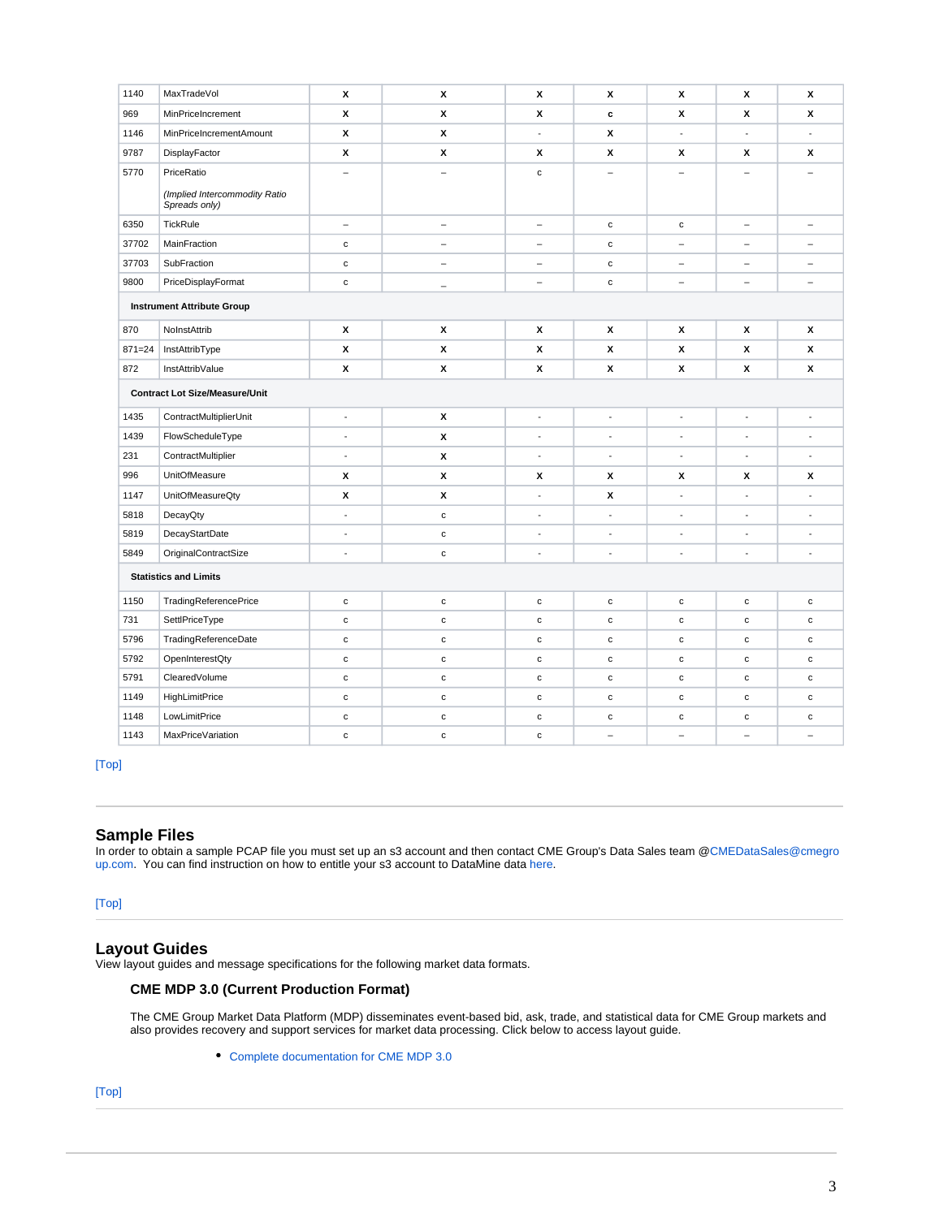| 1140 | MaxTradeVol | x | x | x | x | x | x | x |
|---|---|---|---|---|---|---|---|---|
| 969 | MinPriceIncrement | x | x | x | c | x | x | x |
| 1146 | MinPriceIncrementAmount | x | x | - | x | - | - | - |
| 9787 | DisplayFactor | x | x | x | x | x | x | x |
| 5770 | PriceRatio *(Implied Intercommodity Ratio Spreads only)* | – | – | c | – | – | – | – |
| 6350 | TickRule | – | – | – | c | c | – | – |
| 37702 | MainFraction | c | – | – | c | – | – | – |
| 37703 | SubFraction | c | – | – | c | – | – | – |
| 9800 | PriceDisplayFormat | c | _ | – | c | – | – | – |
| **Instrument Attribute Group** | | | | | | | | |
| 870 | NoInstAttrib | x | x | x | x | x | x | x |
| 871=24 | InstAttribType | x | x | x | x | x | x | x |
| 872 | InstAttribValue | x | x | x | x | x | x | x |
| **Contract Lot Size/Measure/Unit** | | | | | | | | |
| 1435 | ContractMultiplierUnit | - | x | - | - | - | - | - |
| 1439 | FlowScheduleType | - | x | - | - | - | - | - |
| 231 | ContractMultiplier | - | x | - | - | - | - | - |
| 996 | UnitOfMeasure | x | x | x | x | x | x | x |
| 1147 | UnitOfMeasureQty | x | x | - | x | - | - | - |
| 5818 | DecayQty | - | c | - | - | - | - | - |
| 5819 | DecayStartDate | - | c | - | - | - | - | - |
| 5849 | OriginalContractSize | - | c | - | - | - | - | - |
| **Statistics and Limits** | | | | | | | | |
| 1150 | TradingReferencePrice | c | c | c | c | c | c | c |
| 731 | SettlPriceType | c | c | c | c | c | c | c |
| 5796 | TradingReferenceDate | c | c | c | c | c | c | c |
| 5792 | OpenInterestQty | c | c | c | c | c | c | c |
| 5791 | ClearedVolume | c | c | c | c | c | c | c |
| 1149 | HighLimitPrice | c | c | c | c | c | c | c |
| 1148 | LowLimitPrice | c | c | c | c | c | c | c |
| 1143 | MaxPriceVariation | c | c | c | – | – | – | – |

[Top]

## Sample Files

In order to obtain a sample PCAP file you must set up an s3 account and then contact CME Group's Data Sales team @CMEDataSales@cmegroup.com. You can find instruction on how to entitle your s3 account to DataMine data here.

[Top]

## Layout Guides

View layout guides and message specifications for the following market data formats.

### CME MDP 3.0 (Current Production Format)

The CME Group Market Data Platform (MDP) disseminates event-based bid, ask, trade, and statistical data for CME Group markets and also provides recovery and support services for market data processing. Click below to access layout guide.

- Complete documentation for CME MDP 3.0

[Top]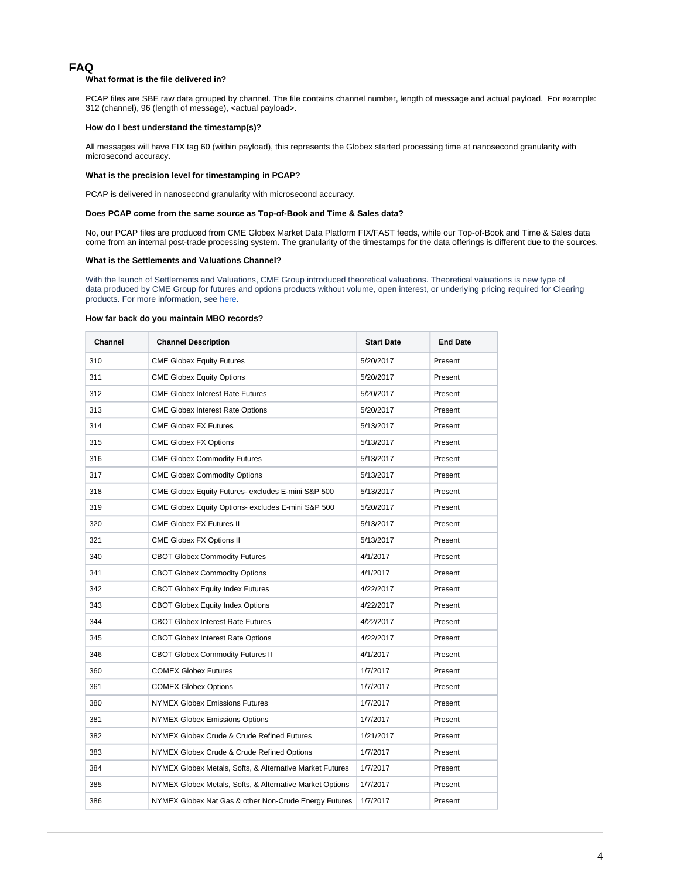## FAQ

**What format is the file delivered in?**

PCAP files are SBE raw data grouped by channel. The file contains channel number, length of message and actual payload. For example: 312 (channel), 96 (length of message), <actual payload>.

**How do I best understand the timestamp(s)?**

All messages will have FIX tag 60 (within payload), this represents the Globex started processing time at nanosecond granularity with microsecond accuracy.

**What is the precision level for timestamping in PCAP?**

PCAP is delivered in nanosecond granularity with microsecond accuracy.

**Does PCAP come from the same source as Top-of-Book and Time & Sales data?**

No, our PCAP files are produced from CME Globex Market Data Platform FIX/FAST feeds, while our Top-of-Book and Time & Sales data come from an internal post-trade processing system. The granularity of the timestamps for the data offerings is different due to the sources.

**What is the Settlements and Valuations Channel?**

With the launch of Settlements and Valuations, CME Group introduced theoretical valuations. Theoretical valuations is new type of data produced by CME Group for futures and options products without volume, open interest, or underlying pricing required for Clearing products. For more information, see here.

**How far back do you maintain MBO records?**

| Channel | Channel Description | Start Date | End Date |
|---|---|---|---|
| 310 | CME Globex Equity Futures | 5/20/2017 | Present |
| 311 | CME Globex Equity Options | 5/20/2017 | Present |
| 312 | CME Globex Interest Rate Futures | 5/20/2017 | Present |
| 313 | CME Globex Interest Rate Options | 5/20/2017 | Present |
| 314 | CME Globex FX Futures | 5/13/2017 | Present |
| 315 | CME Globex FX Options | 5/13/2017 | Present |
| 316 | CME Globex Commodity Futures | 5/13/2017 | Present |
| 317 | CME Globex Commodity Options | 5/13/2017 | Present |
| 318 | CME Globex Equity Futures- excludes E-mini S&P 500 | 5/13/2017 | Present |
| 319 | CME Globex Equity Options- excludes E-mini S&P 500 | 5/20/2017 | Present |
| 320 | CME Globex FX Futures II | 5/13/2017 | Present |
| 321 | CME Globex FX Options II | 5/13/2017 | Present |
| 340 | CBOT Globex Commodity Futures | 4/1/2017 | Present |
| 341 | CBOT Globex Commodity Options | 4/1/2017 | Present |
| 342 | CBOT Globex Equity Index Futures | 4/22/2017 | Present |
| 343 | CBOT Globex Equity Index Options | 4/22/2017 | Present |
| 344 | CBOT Globex Interest Rate Futures | 4/22/2017 | Present |
| 345 | CBOT Globex Interest Rate Options | 4/22/2017 | Present |
| 346 | CBOT Globex Commodity Futures II | 4/1/2017 | Present |
| 360 | COMEX Globex Futures | 1/7/2017 | Present |
| 361 | COMEX Globex Options | 1/7/2017 | Present |
| 380 | NYMEX Globex Emissions Futures | 1/7/2017 | Present |
| 381 | NYMEX Globex Emissions Options | 1/7/2017 | Present |
| 382 | NYMEX Globex Crude & Crude Refined Futures | 1/21/2017 | Present |
| 383 | NYMEX Globex Crude & Crude Refined Options | 1/7/2017 | Present |
| 384 | NYMEX Globex Metals, Softs, & Alternative Market Futures | 1/7/2017 | Present |
| 385 | NYMEX Globex Metals, Softs, & Alternative Market Options | 1/7/2017 | Present |
| 386 | NYMEX Globex Nat Gas & other Non-Crude Energy Futures | 1/7/2017 | Present |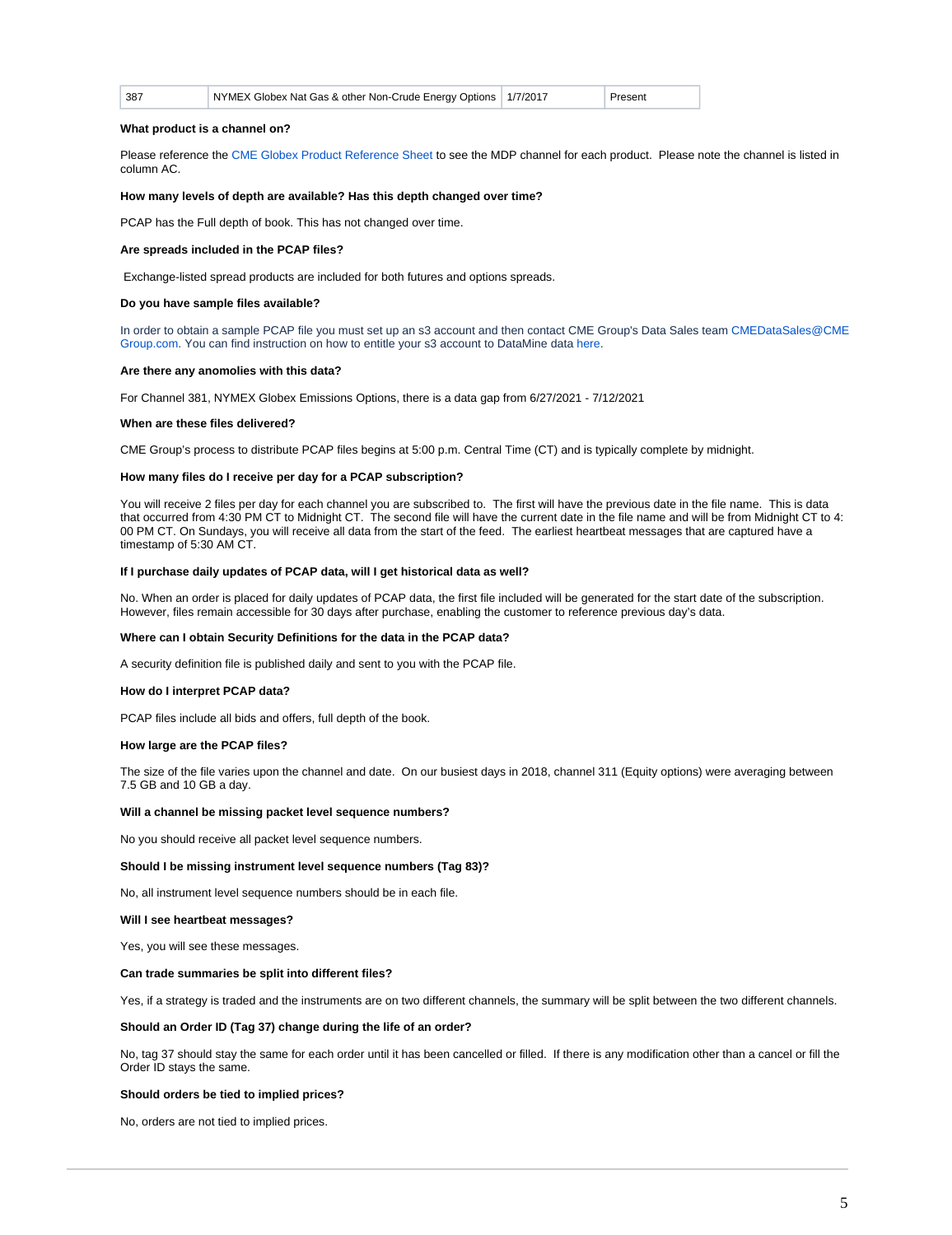| 387 | NYMEX Globex Nat Gas & other Non-Crude Energy Options | 1/7/2017 | Present |
|---|---|---|---|

**What product is a channel on?**

Please reference the CME Globex Product Reference Sheet to see the MDP channel for each product. Please note the channel is listed in column AC.

**How many levels of depth are available? Has this depth changed over time?**

PCAP has the Full depth of book. This has not changed over time.

**Are spreads included in the PCAP files?**

Exchange-listed spread products are included for both futures and options spreads.

**Do you have sample files available?**

In order to obtain a sample PCAP file you must set up an s3 account and then contact CME Group's Data Sales team CMEDataSales@CMEGroup.com. You can find instruction on how to entitle your s3 account to DataMine data here.

**Are there any anomolies with this data?**

For Channel 381, NYMEX Globex Emissions Options, there is a data gap from 6/27/2021 - 7/12/2021

**When are these files delivered?**

CME Group's process to distribute PCAP files begins at 5:00 p.m. Central Time (CT) and is typically complete by midnight.

**How many files do I receive per day for a PCAP subscription?**

You will receive 2 files per day for each channel you are subscribed to. The first will have the previous date in the file name. This is data that occurred from 4:30 PM CT to Midnight CT. The second file will have the current date in the file name and will be from Midnight CT to 4:00 PM CT. On Sundays, you will receive all data from the start of the feed. The earliest heartbeat messages that are captured have a timestamp of 5:30 AM CT.

**If I purchase daily updates of PCAP data, will I get historical data as well?**

No. When an order is placed for daily updates of PCAP data, the first file included will be generated for the start date of the subscription. However, files remain accessible for 30 days after purchase, enabling the customer to reference previous day's data.

**Where can I obtain Security Definitions for the data in the PCAP data?**

A security definition file is published daily and sent to you with the PCAP file.

**How do I interpret PCAP data?**

PCAP files include all bids and offers, full depth of the book.

**How large are the PCAP files?**

The size of the file varies upon the channel and date. On our busiest days in 2018, channel 311 (Equity options) were averaging between 7.5 GB and 10 GB a day.

**Will a channel be missing packet level sequence numbers?**

No you should receive all packet level sequence numbers.

**Should I be missing instrument level sequence numbers (Tag 83)?**

No, all instrument level sequence numbers should be in each file.

**Will I see heartbeat messages?**

Yes, you will see these messages.

**Can trade summaries be split into different files?**

Yes, if a strategy is traded and the instruments are on two different channels, the summary will be split between the two different channels.

**Should an Order ID (Tag 37) change during the life of an order?**

No, tag 37 should stay the same for each order until it has been cancelled or filled. If there is any modification other than a cancel or fill the Order ID stays the same.

**Should orders be tied to implied prices?**

No, orders are not tied to implied prices.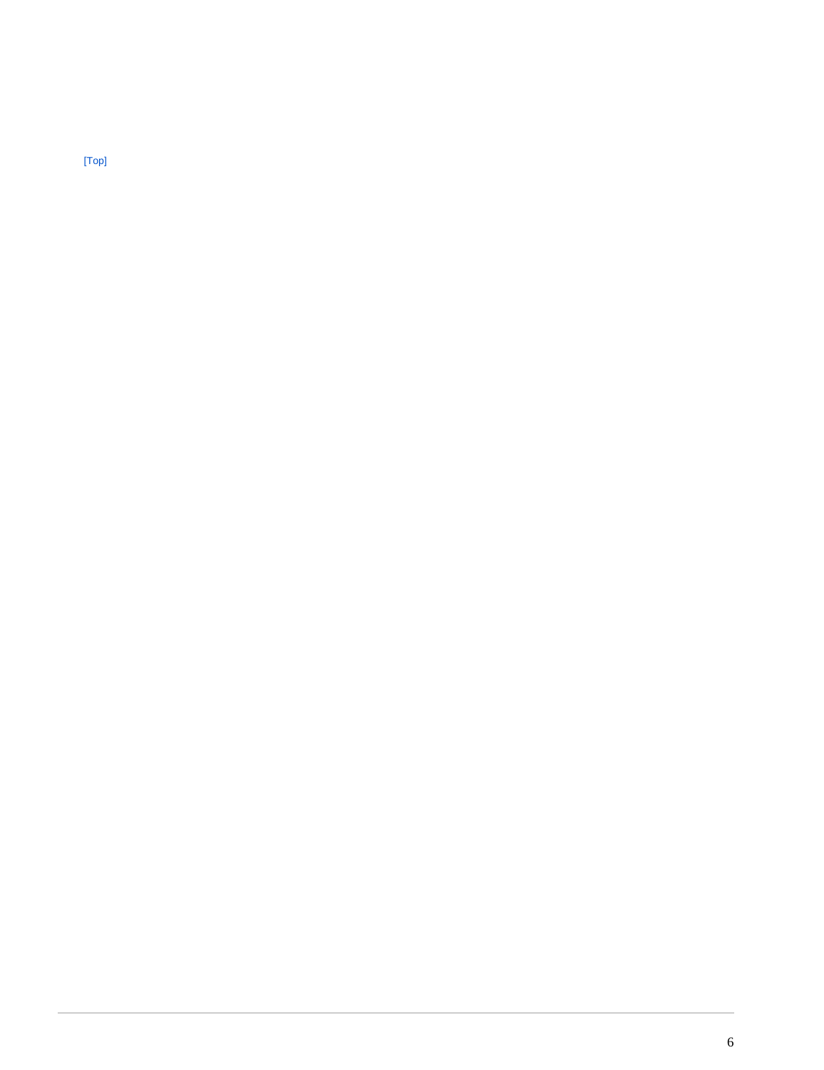[Top]